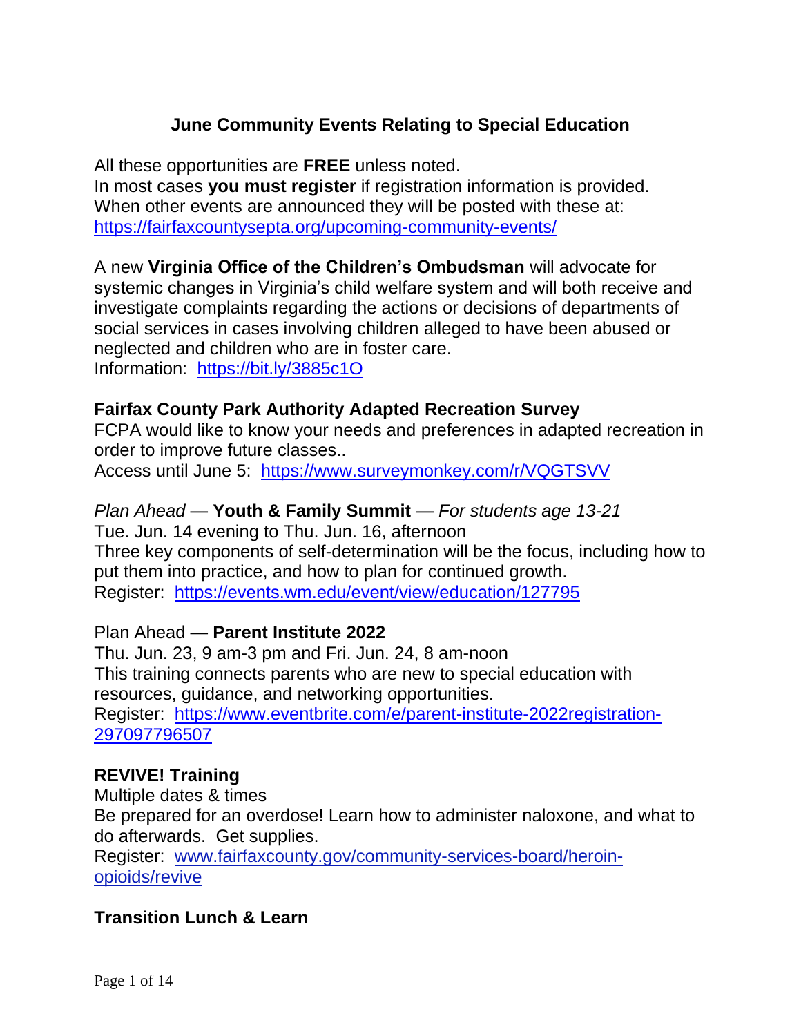# June Community Events Relating to Special Education

All these opportunities are **FREE** unless noted.
In most cases **you must register** if registration information is provided.
When other events are announced they will be posted with these at:
https://fairfaxcountysepta.org/upcoming-community-events/

A new **Virginia Office of the Children's Ombudsman** will advocate for systemic changes in Virginia's child welfare system and will both receive and investigate complaints regarding the actions or decisions of departments of social services in cases involving children alleged to have been abused or neglected and children who are in foster care.
Information: https://bit.ly/3885c1O

**Fairfax County Park Authority Adapted Recreation Survey**
FCPA would like to know your needs and preferences in adapted recreation in order to improve future classes..
Access until June 5: https://www.surveymonkey.com/r/VQGTSVV

*Plan Ahead* — **Youth & Family Summit** — *For students age 13-21*
Tue. Jun. 14 evening to Thu. Jun. 16, afternoon
Three key components of self-determination will be the focus, including how to put them into practice, and how to plan for continued growth.
Register: https://events.wm.edu/event/view/education/127795

Plan Ahead — **Parent Institute 2022**
Thu. Jun. 23, 9 am-3 pm and Fri. Jun. 24, 8 am-noon
This training connects parents who are new to special education with resources, guidance, and networking opportunities.
Register: https://www.eventbrite.com/e/parent-institute-2022registration-297097796507

**REVIVE! Training**
Multiple dates & times
Be prepared for an overdose! Learn how to administer naloxone, and what to do afterwards. Get supplies.
Register: www.fairfaxcounty.gov/community-services-board/heroin-opioids/revive

**Transition Lunch & Learn**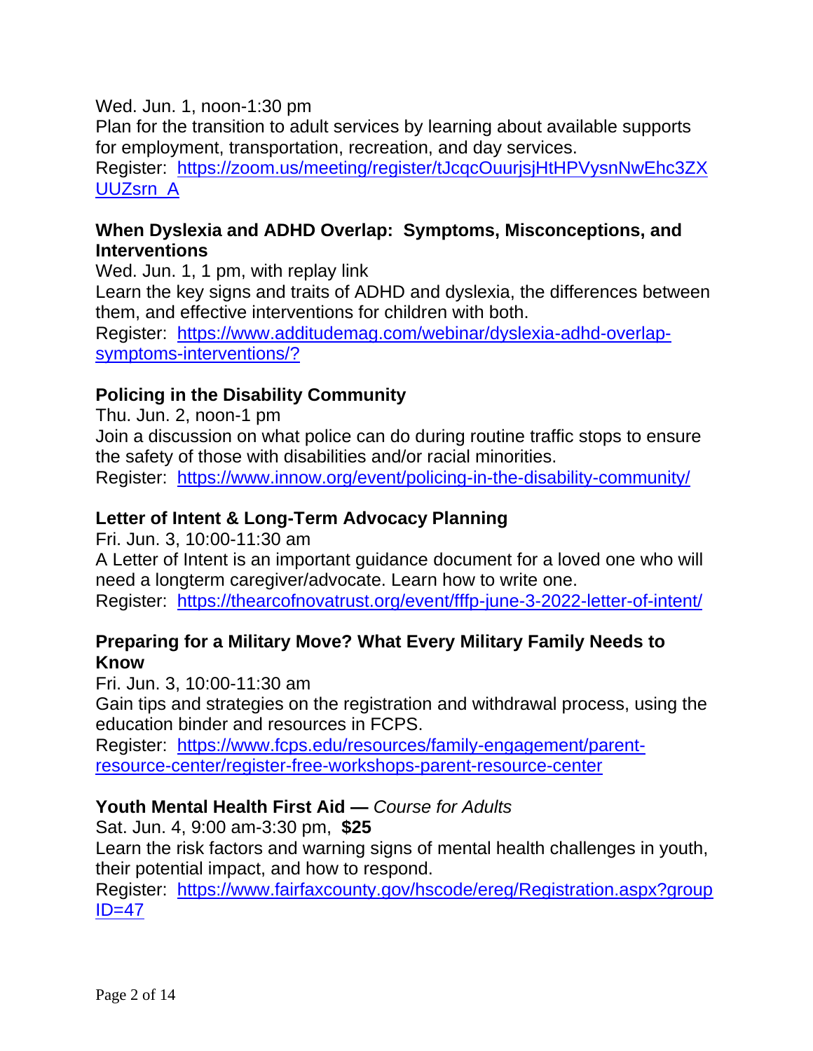Wed. Jun. 1, noon-1:30 pm

Plan for the transition to adult services by learning about available supports for employment, transportation, recreation, and day services.

Register: [https://zoom.us/meeting/register/tJcqcOuurjsjHtHPVysnNwEhc3ZXUUZsrn_A](https://zoom.us/meeting/register/tJcqcOuurjsjHtHPVysnNwEhc3ZXUUZsrn_A)

### When Dyslexia and ADHD Overlap: Symptoms, Misconceptions, and Interventions

Wed. Jun. 1, 1 pm, with replay link

Learn the key signs and traits of ADHD and dyslexia, the differences between them, and effective interventions for children with both.

Register: [https://www.additudemag.com/webinar/dyslexia-adhd-overlap-symptoms-interventions/?](https://www.additudemag.com/webinar/dyslexia-adhd-overlap-symptoms-interventions/?)

### Policing in the Disability Community

Thu. Jun. 2, noon-1 pm

Join a discussion on what police can do during routine traffic stops to ensure the safety of those with disabilities and/or racial minorities.

Register: [https://www.innow.org/event/policing-in-the-disability-community/](https://www.innow.org/event/policing-in-the-disability-community/)

### Letter of Intent & Long-Term Advocacy Planning

Fri. Jun. 3, 10:00-11:30 am

A Letter of Intent is an important guidance document for a loved one who will need a longterm caregiver/advocate. Learn how to write one.

Register: [https://thearcofnovatrust.org/event/fffp-june-3-2022-letter-of-intent/](https://thearcofnovatrust.org/event/fffp-june-3-2022-letter-of-intent/)

### Preparing for a Military Move? What Every Military Family Needs to Know

Fri. Jun. 3, 10:00-11:30 am

Gain tips and strategies on the registration and withdrawal process, using the education binder and resources in FCPS.

Register: [https://www.fcps.edu/resources/family-engagement/parent-resource-center/register-free-workshops-parent-resource-center](https://www.fcps.edu/resources/family-engagement/parent-resource-center/register-free-workshops-parent-resource-center)

### Youth Mental Health First Aid — *Course for Adults*

Sat. Jun. 4, 9:00 am-3:30 pm, **$25**

Learn the risk factors and warning signs of mental health challenges in youth, their potential impact, and how to respond.

Register: [https://www.fairfaxcounty.gov/hscode/ereg/Registration.aspx?groupID=47](https://www.fairfaxcounty.gov/hscode/ereg/Registration.aspx?groupID=47)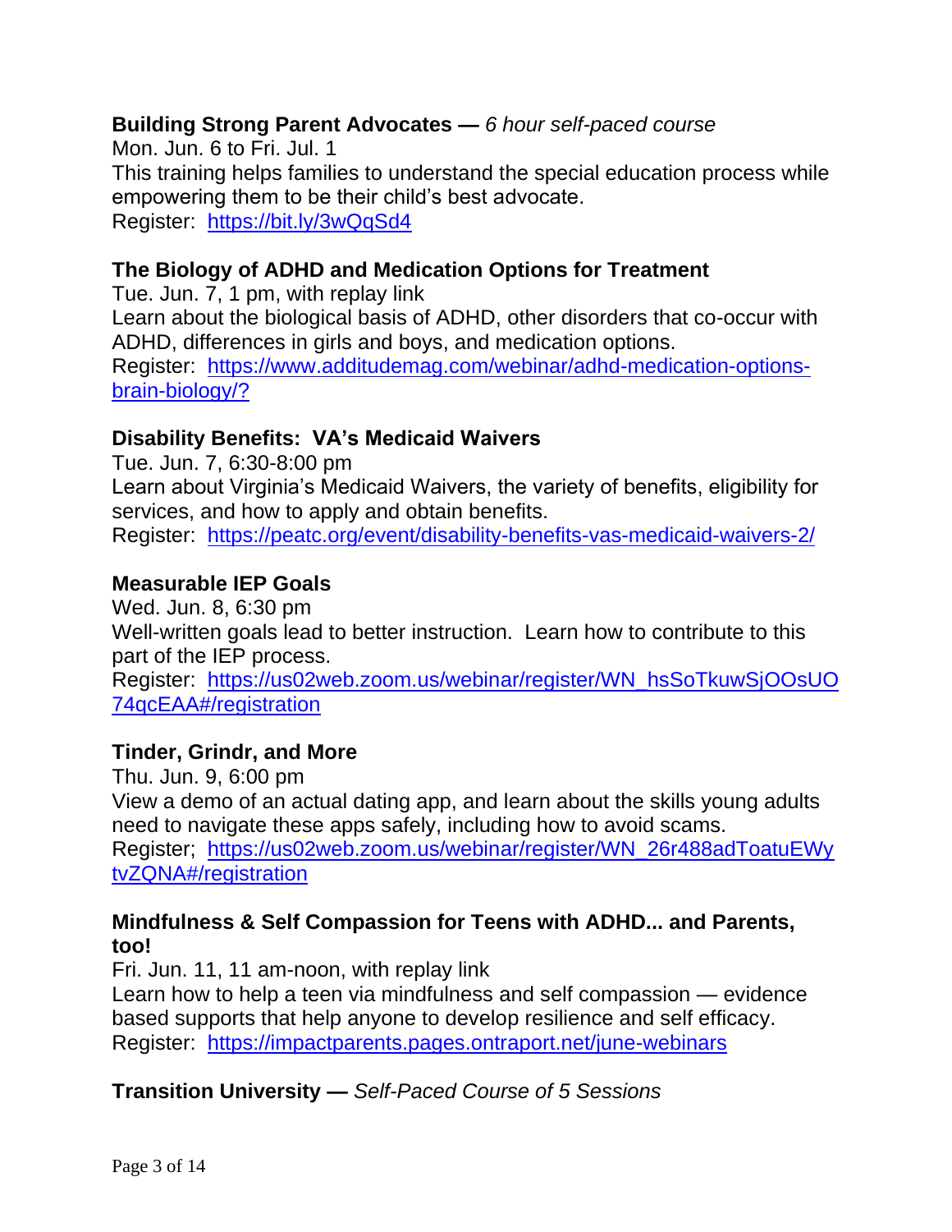**Building Strong Parent Advocates —** *6 hour self-paced course*

Mon. Jun. 6 to Fri. Jul. 1

This training helps families to understand the special education process while empowering them to be their child's best advocate.

Register: https://bit.ly/3wQqSd4

**The Biology of ADHD and Medication Options for Treatment**

Tue. Jun. 7, 1 pm, with replay link

Learn about the biological basis of ADHD, other disorders that co-occur with ADHD, differences in girls and boys, and medication options.

Register: https://www.additudemag.com/webinar/adhd-medication-options-brain-biology/?

**Disability Benefits: VA's Medicaid Waivers**

Tue. Jun. 7, 6:30-8:00 pm

Learn about Virginia's Medicaid Waivers, the variety of benefits, eligibility for services, and how to apply and obtain benefits.

Register: https://peatc.org/event/disability-benefits-vas-medicaid-waivers-2/

**Measurable IEP Goals**

Wed. Jun. 8, 6:30 pm

Well-written goals lead to better instruction. Learn how to contribute to this part of the IEP process.

Register: https://us02web.zoom.us/webinar/register/WN_hsSoTkuwSjOOsUO74qcEAA#/registration

**Tinder, Grindr, and More**

Thu. Jun. 9, 6:00 pm

View a demo of an actual dating app, and learn about the skills young adults need to navigate these apps safely, including how to avoid scams.

Register; https://us02web.zoom.us/webinar/register/WN_26r488adToatuEWytvZQNA#/registration

**Mindfulness & Self Compassion for Teens with ADHD... and Parents, too!**

Fri. Jun. 11, 11 am-noon, with replay link

Learn how to help a teen via mindfulness and self compassion — evidence based supports that help anyone to develop resilience and self efficacy.

Register: https://impactparents.pages.ontraport.net/june-webinars

**Transition University —** *Self-Paced Course of 5 Sessions*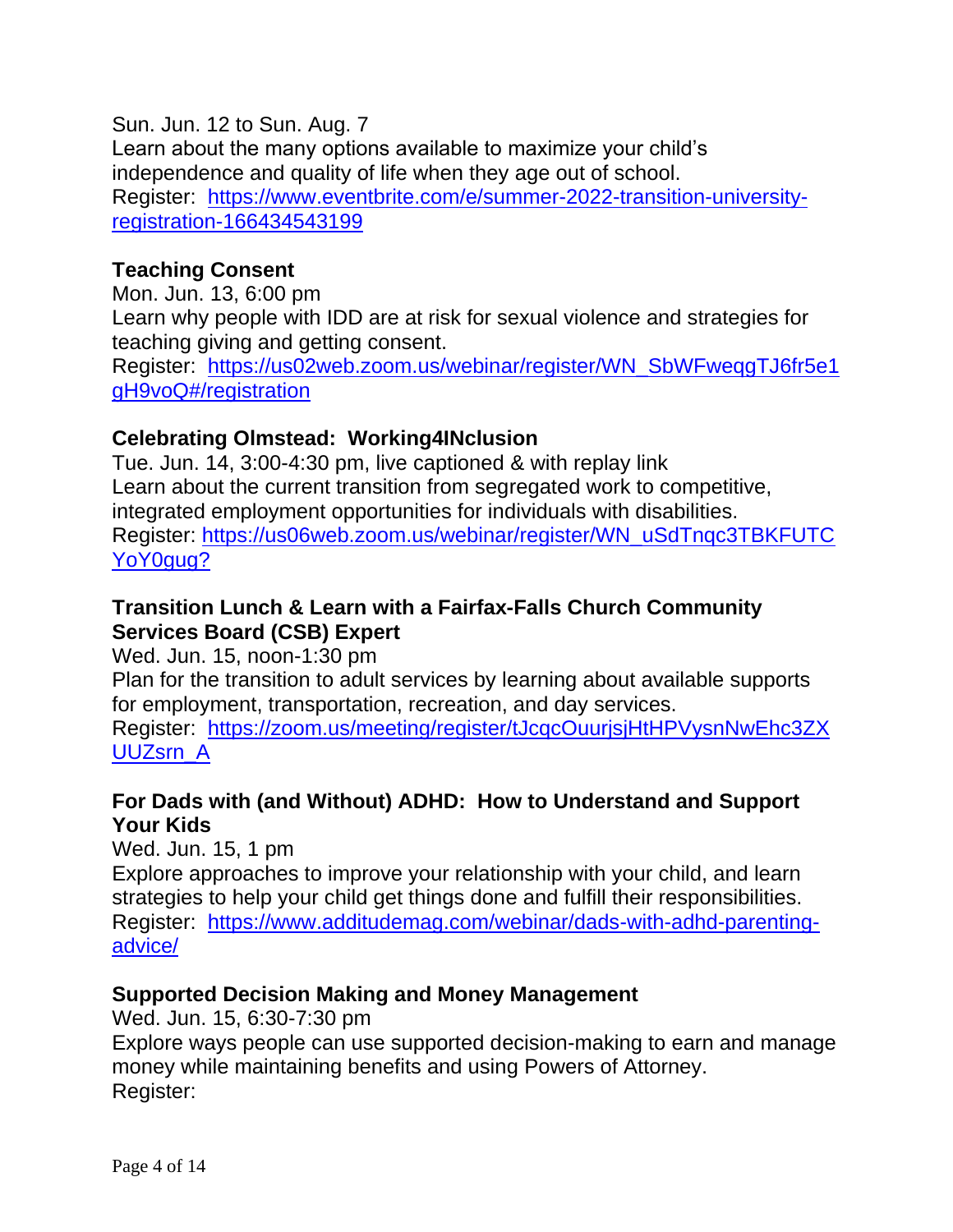Sun. Jun. 12 to Sun. Aug. 7
Learn about the many options available to maximize your child's independence and quality of life when they age out of school.
Register: https://www.eventbrite.com/e/summer-2022-transition-university-registration-166434543199

**Teaching Consent**

Mon. Jun. 13, 6:00 pm
Learn why people with IDD are at risk for sexual violence and strategies for teaching giving and getting consent.
Register: https://us02web.zoom.us/webinar/register/WN_SbWFweqgTJ6fr5e1gH9voQ#/registration

**Celebrating Olmstead: Working4INclusion**

Tue. Jun. 14, 3:00-4:30 pm, live captioned & with replay link
Learn about the current transition from segregated work to competitive, integrated employment opportunities for individuals with disabilities.
Register: https://us06web.zoom.us/webinar/register/WN_uSdTnqc3TBKFUTCYoY0gug?

**Transition Lunch & Learn with a Fairfax-Falls Church Community Services Board (CSB) Expert**

Wed. Jun. 15, noon-1:30 pm
Plan for the transition to adult services by learning about available supports for employment, transportation, recreation, and day services.
Register: https://zoom.us/meeting/register/tJcqcOuurjsjHtHPVysnNwEhc3ZXUUZsrn_A

**For Dads with (and Without) ADHD: How to Understand and Support Your Kids**

Wed. Jun. 15, 1 pm
Explore approaches to improve your relationship with your child, and learn strategies to help your child get things done and fulfill their responsibilities.
Register: https://www.additudemag.com/webinar/dads-with-adhd-parenting-advice/

**Supported Decision Making and Money Management**

Wed. Jun. 15, 6:30-7:30 pm
Explore ways people can use supported decision-making to earn and manage money while maintaining benefits and using Powers of Attorney.
Register: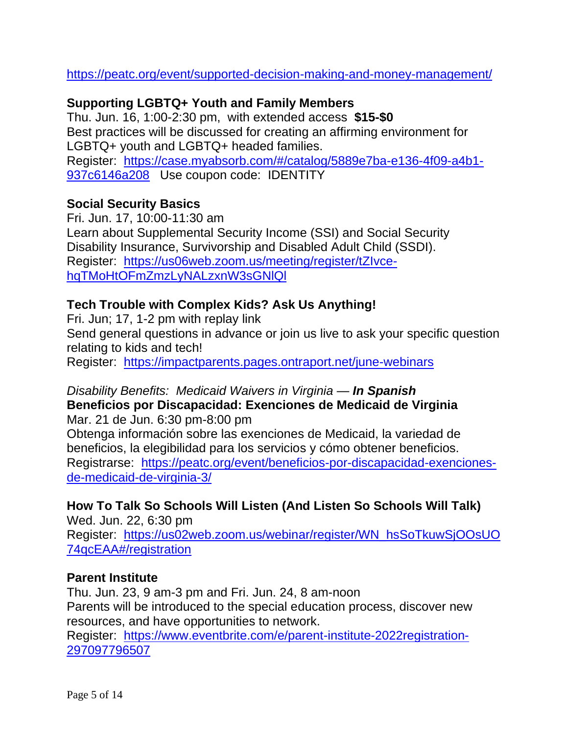https://peatc.org/event/supported-decision-making-and-money-management/

**Supporting LGBTQ+ Youth and Family Members**
Thu. Jun. 16, 1:00-2:30 pm, with extended access **$15-$0**
Best practices will be discussed for creating an affirming environment for LGBTQ+ youth and LGBTQ+ headed families.
Register: https://case.myabsorb.com/#/catalog/5889e7ba-e136-4f09-a4b1-937c6146a208 Use coupon code: IDENTITY

**Social Security Basics**
Fri. Jun. 17, 10:00-11:30 am
Learn about Supplemental Security Income (SSI) and Social Security Disability Insurance, Survivorship and Disabled Adult Child (SSDI).
Register: https://us06web.zoom.us/meeting/register/tZIvce-hqTMoHtOFmZmzLyNALzxnW3sGNlQl

**Tech Trouble with Complex Kids? Ask Us Anything!**
Fri. Jun; 17, 1-2 pm with replay link
Send general questions in advance or join us live to ask your specific question relating to kids and tech!
Register: https://impactparents.pages.ontraport.net/june-webinars

*Disability Benefits: Medicaid Waivers in Virginia —* ***In Spanish***
**Beneficios por Discapacidad: Exenciones de Medicaid de Virginia**
Mar. 21 de Jun. 6:30 pm-8:00 pm
Obtenga información sobre las exenciones de Medicaid, la variedad de beneficios, la elegibilidad para los servicios y cómo obtener beneficios.
Registrarse: https://peatc.org/event/beneficios-por-discapacidad-exenciones-de-medicaid-de-virginia-3/

**How To Talk So Schools Will Listen (And Listen So Schools Will Talk)**
Wed. Jun. 22, 6:30 pm
Register: https://us02web.zoom.us/webinar/register/WN_hsSoTkuwSjOOsUO74qcEAA#/registration

**Parent Institute**
Thu. Jun. 23, 9 am-3 pm and Fri. Jun. 24, 8 am-noon
Parents will be introduced to the special education process, discover new resources, and have opportunities to network.
Register: https://www.eventbrite.com/e/parent-institute-2022registration-297097796507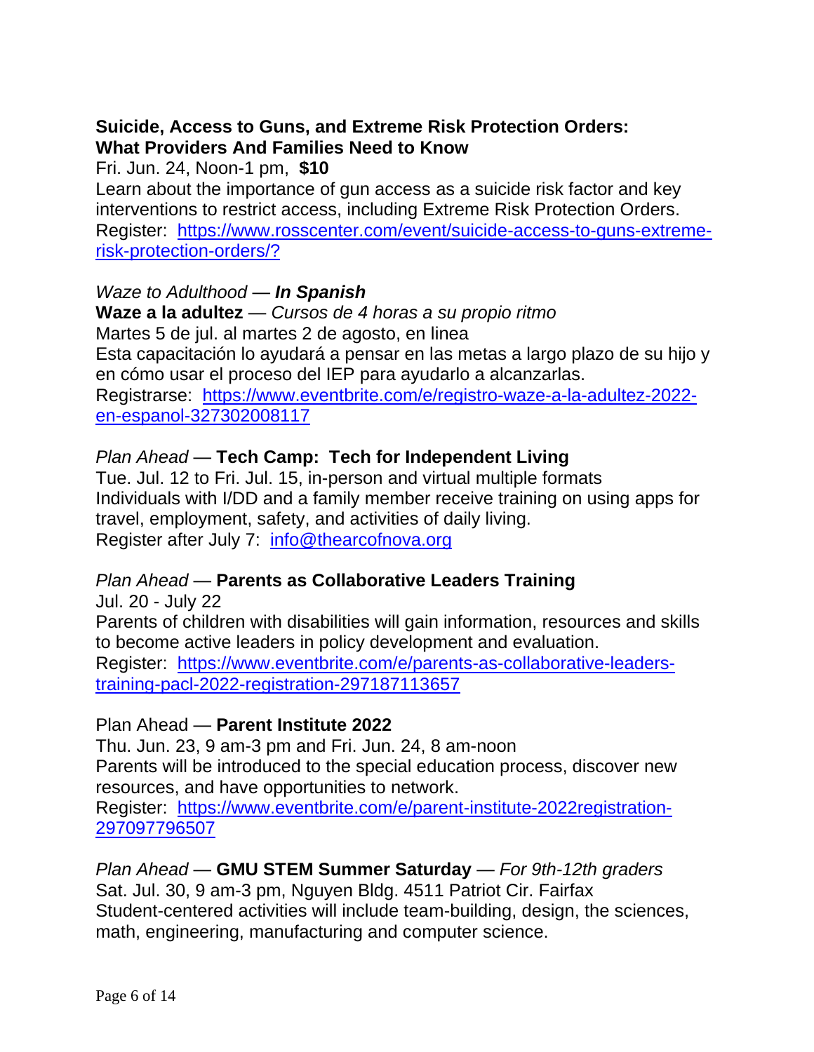**Suicide, Access to Guns, and Extreme Risk Protection Orders: What Providers And Families Need to Know**
Fri. Jun. 24, Noon-1 pm, **$10**
Learn about the importance of gun access as a suicide risk factor and key interventions to restrict access, including Extreme Risk Protection Orders.
Register: https://www.rosscenter.com/event/suicide-access-to-guns-extreme-risk-protection-orders/?

*Waze to Adulthood — **In Spanish***
**Waze a la adultez** — *Cursos de 4 horas a su propio ritmo*
Martes 5 de jul. al martes 2 de agosto, en linea
Esta capacitación lo ayudará a pensar en las metas a largo plazo de su hijo y en cómo usar el proceso del IEP para ayudarlo a alcanzarlas.
Registrarse: https://www.eventbrite.com/e/registro-waze-a-la-adultez-2022-en-espanol-327302008117

*Plan Ahead* — **Tech Camp: Tech for Independent Living**
Tue. Jul. 12 to Fri. Jul. 15, in-person and virtual multiple formats
Individuals with I/DD and a family member receive training on using apps for travel, employment, safety, and activities of daily living.
Register after July 7: info@thearcofnova.org

*Plan Ahead* — **Parents as Collaborative Leaders Training**
Jul. 20 - July 22
Parents of children with disabilities will gain information, resources and skills to become active leaders in policy development and evaluation.
Register: https://www.eventbrite.com/e/parents-as-collaborative-leaders-training-pacl-2022-registration-297187113657

Plan Ahead — **Parent Institute 2022**
Thu. Jun. 23, 9 am-3 pm and Fri. Jun. 24, 8 am-noon
Parents will be introduced to the special education process, discover new resources, and have opportunities to network.
Register: https://www.eventbrite.com/e/parent-institute-2022registration-297097796507

*Plan Ahead* — **GMU STEM Summer Saturday** — *For 9th-12th graders*
Sat. Jul. 30, 9 am-3 pm, Nguyen Bldg. 4511 Patriot Cir. Fairfax
Student-centered activities will include team-building, design, the sciences, math, engineering, manufacturing and computer science.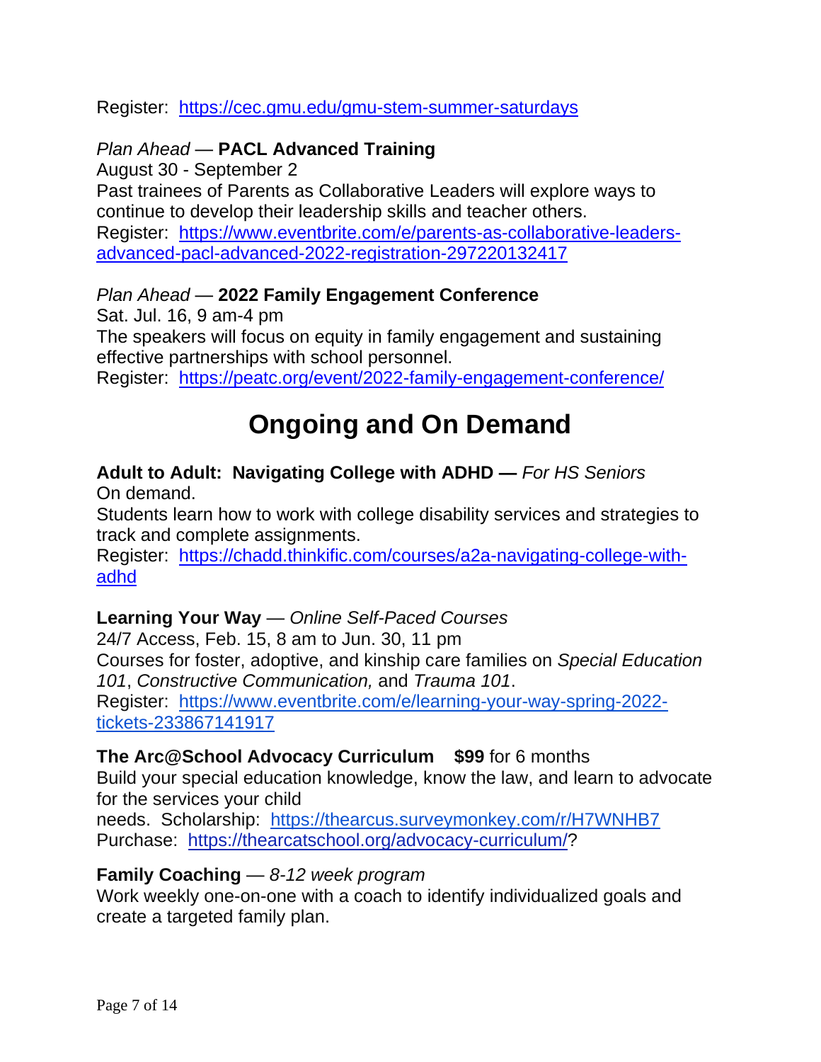Register: https://cec.gmu.edu/gmu-stem-summer-saturdays

*Plan Ahead* — **PACL Advanced Training**
August 30 - September 2
Past trainees of Parents as Collaborative Leaders will explore ways to continue to develop their leadership skills and teacher others.
Register: https://www.eventbrite.com/e/parents-as-collaborative-leaders-advanced-pacl-advanced-2022-registration-297220132417

*Plan Ahead* — **2022 Family Engagement Conference**
Sat. Jul. 16, 9 am-4 pm
The speakers will focus on equity in family engagement and sustaining effective partnerships with school personnel.
Register: https://peatc.org/event/2022-family-engagement-conference/

# Ongoing and On Demand

**Adult to Adult: Navigating College with ADHD —** *For HS Seniors*
On demand.
Students learn how to work with college disability services and strategies to track and complete assignments.
Register: https://chadd.thinkific.com/courses/a2a-navigating-college-with-adhd

**Learning Your Way** — *Online Self-Paced Courses*
24/7 Access, Feb. 15, 8 am to Jun. 30, 11 pm
Courses for foster, adoptive, and kinship care families on *Special Education 101*, *Constructive Communication,* and *Trauma 101*.
Register: https://www.eventbrite.com/e/learning-your-way-spring-2022-tickets-233867141917

**The Arc@School Advocacy Curriculum** **$99** for 6 months
Build your special education knowledge, know the law, and learn to advocate for the services your child needs. Scholarship: https://thearcus.surveymonkey.com/r/H7WNHB7
Purchase: https://thearcatschool.org/advocacy-curriculum/?

**Family Coaching** — *8-12 week program*
Work weekly one-on-one with a coach to identify individualized goals and create a targeted family plan.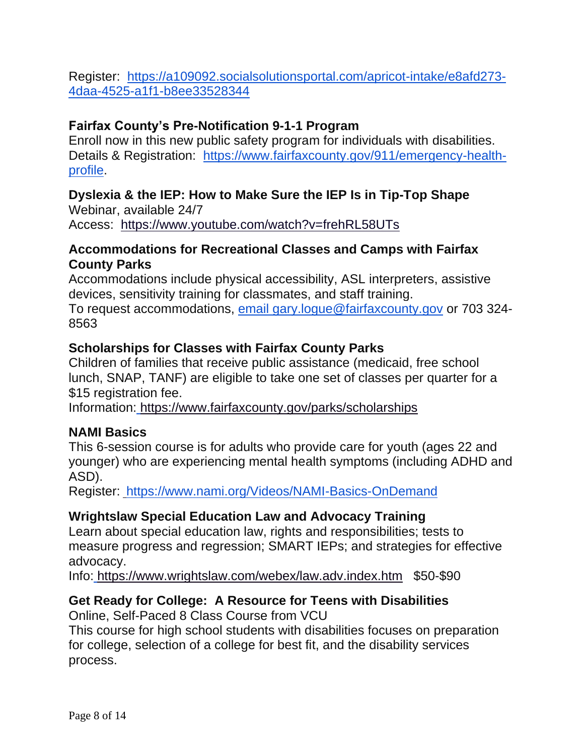Register: [https://a109092.socialsolutionsportal.com/apricot-intake/e8afd273-4daa-4525-a1f1-b8ee33528344](https://a109092.socialsolutionsportal.com/apricot-intake/e8afd273-4daa-4525-a1f1-b8ee33528344)

**Fairfax County's Pre-Notification 9-1-1 Program**

Enroll now in this new public safety program for individuals with disabilities.
Details & Registration: [https://www.fairfaxcounty.gov/911/emergency-health-profile](https://www.fairfaxcounty.gov/911/emergency-health-profile).

**Dyslexia & the IEP: How to Make Sure the IEP Is in Tip-Top Shape**

Webinar, available 24/7
Access: https://www.youtube.com/watch?v=frehRL58UTs

**Accommodations for Recreational Classes and Camps with Fairfax County Parks**

Accommodations include physical accessibility, ASL interpreters, assistive devices, sensitivity training for classmates, and staff training.
To request accommodations, [email gary.logue@fairfaxcounty.gov](mailto:gary.logue@fairfaxcounty.gov) or 703 324-8563

**Scholarships for Classes with Fairfax County Parks**

Children of families that receive public assistance (medicaid, free school lunch, SNAP, TANF) are eligible to take one set of classes per quarter for a $15 registration fee.
Information: https://www.fairfaxcounty.gov/parks/scholarships

**NAMI Basics**

This 6-session course is for adults who provide care for youth (ages 22 and younger) who are experiencing mental health symptoms (including ADHD and ASD).
Register: [https://www.nami.org/Videos/NAMI-Basics-OnDemand](https://www.nami.org/Videos/NAMI-Basics-OnDemand)

**Wrightslaw Special Education Law and Advocacy Training**

Learn about special education law, rights and responsibilities; tests to measure progress and regression; SMART IEPs; and strategies for effective advocacy.
Info: https://www.wrightslaw.com/webex/law.adv.index.htm $50-$90

**Get Ready for College: A Resource for Teens with Disabilities**

Online, Self-Paced 8 Class Course from VCU
This course for high school students with disabilities focuses on preparation for college, selection of a college for best fit, and the disability services process.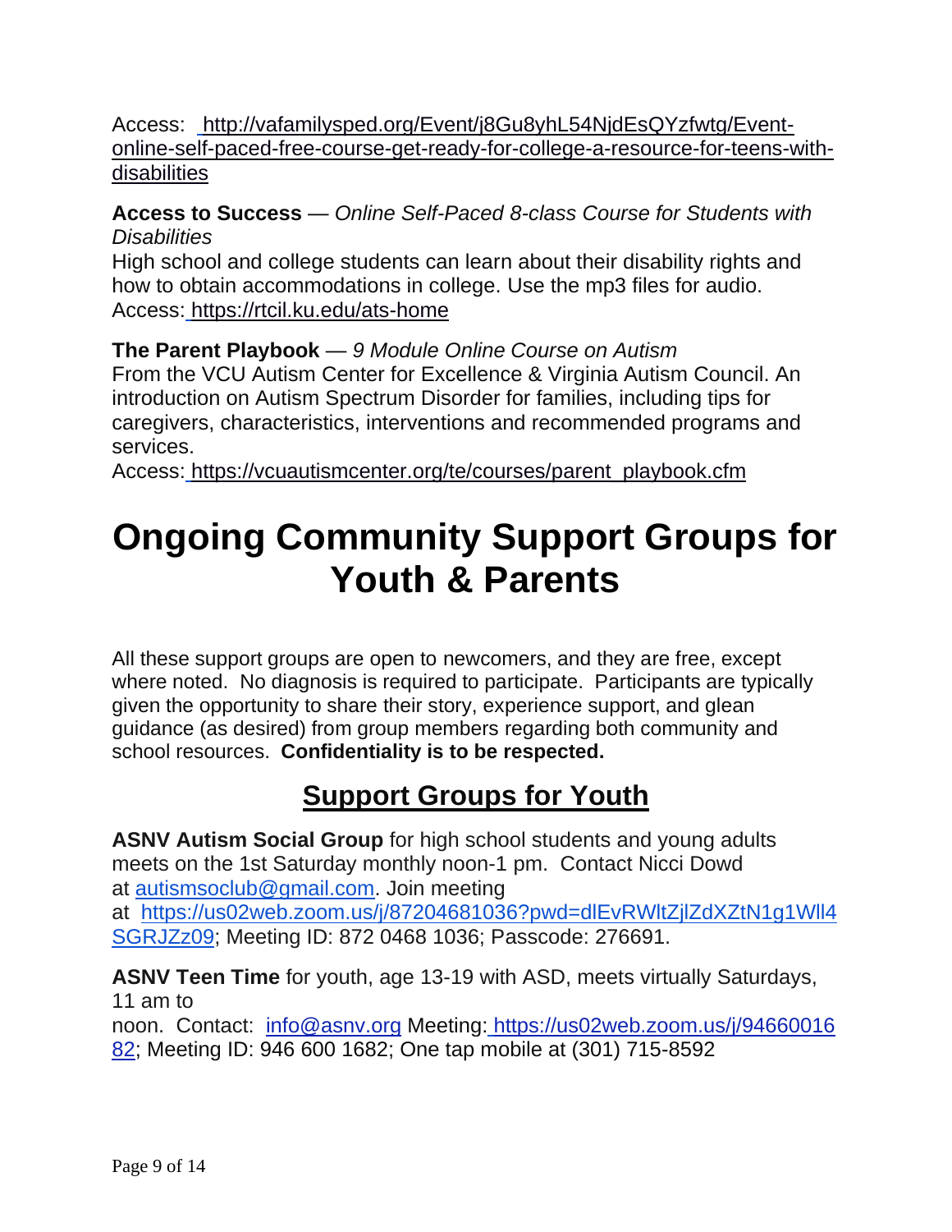Access: http://vafamilysped.org/Event/j8Gu8yhL54NjdEsQYzfwtg/Event-online-self-paced-free-course-get-ready-for-college-a-resource-for-teens-with-disabilities

**Access to Success** — *Online Self-Paced 8-class Course for Students with Disabilities*
High school and college students can learn about their disability rights and how to obtain accommodations in college. Use the mp3 files for audio.
Access: https://rtcil.ku.edu/ats-home

**The Parent Playbook** — *9 Module Online Course on Autism*
From the VCU Autism Center for Excellence & Virginia Autism Council. An introduction on Autism Spectrum Disorder for families, including tips for caregivers, characteristics, interventions and recommended programs and services.
Access: https://vcuautismcenter.org/te/courses/parent_playbook.cfm

# Ongoing Community Support Groups for Youth & Parents

All these support groups are open to newcomers, and they are free, except where noted. No diagnosis is required to participate. Participants are typically given the opportunity to share their story, experience support, and glean guidance (as desired) from group members regarding both community and school resources. **Confidentiality is to be respected.**

## Support Groups for Youth

**ASNV Autism Social Group** for high school students and young adults meets on the 1st Saturday monthly noon-1 pm. Contact Nicci Dowd at autismsoclub@gmail.com. Join meeting at https://us02web.zoom.us/j/87204681036?pwd=dlEvRWltZjlZdXZtN1g1WlI4SGRJZz09; Meeting ID: 872 0468 1036; Passcode: 276691.

**ASNV Teen Time** for youth, age 13-19 with ASD, meets virtually Saturdays, 11 am to noon. Contact: info@asnv.org Meeting: https://us02web.zoom.us/j/9466001682; Meeting ID: 946 600 1682; One tap mobile at (301) 715-8592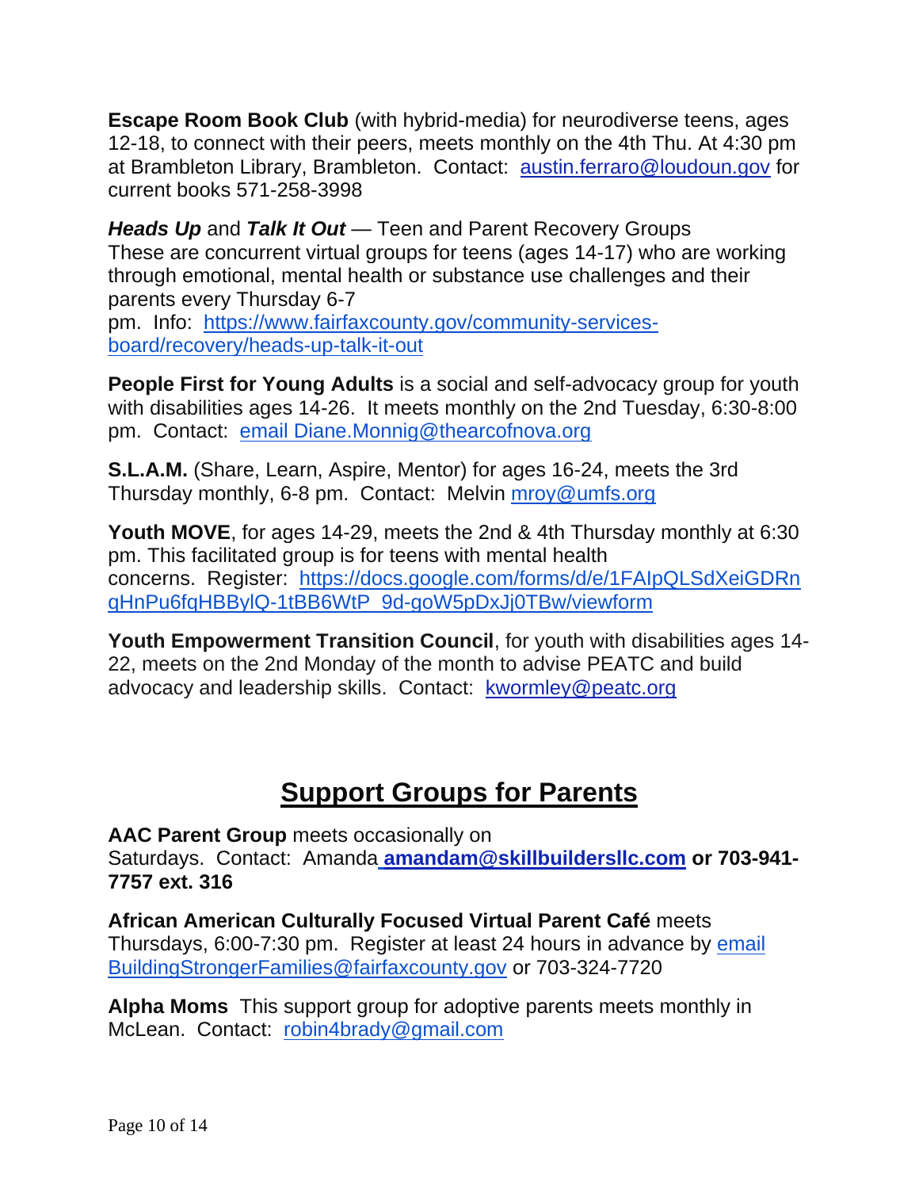**Escape Room Book Club** (with hybrid-media) for neurodiverse teens, ages 12-18, to connect with their peers, meets monthly on the 4th Thu. At 4:30 pm at Brambleton Library, Brambleton. Contact: austin.ferraro@loudoun.gov for current books 571-258-3998

***Heads Up*** and ***Talk It Out*** — Teen and Parent Recovery Groups
These are concurrent virtual groups for teens (ages 14-17) who are working through emotional, mental health or substance use challenges and their parents every Thursday 6-7 pm. Info: https://www.fairfaxcounty.gov/community-services-board/recovery/heads-up-talk-it-out

**People First for Young Adults** is a social and self-advocacy group for youth with disabilities ages 14-26. It meets monthly on the 2nd Tuesday, 6:30-8:00 pm. Contact: email Diane.Monnig@thearcofnova.org

**S.L.A.M.** (Share, Learn, Aspire, Mentor) for ages 16-24, meets the 3rd Thursday monthly, 6-8 pm. Contact: Melvin mroy@umfs.org

**Youth MOVE**, for ages 14-29, meets the 2nd & 4th Thursday monthly at 6:30 pm. This facilitated group is for teens with mental health concerns. Register: https://docs.google.com/forms/d/e/1FAIpQLSdXeiGDRnqHnPu6fqHBBylQ-1tBB6WtP_9d-goW5pDxJj0TBw/viewform

**Youth Empowerment Transition Council**, for youth with disabilities ages 14-22, meets on the 2nd Monday of the month to advise PEATC and build advocacy and leadership skills. Contact: kwormley@peatc.org

## Support Groups for Parents

**AAC Parent Group** meets occasionally on Saturdays. Contact: Amanda **amandam@skillbuildersllc.com or 703-941-7757 ext. 316**

**African American Culturally Focused Virtual Parent Café** meets Thursdays, 6:00-7:30 pm. Register at least 24 hours in advance by email BuildingStrongerFamilies@fairfaxcounty.gov or 703-324-7720

**Alpha Moms** This support group for adoptive parents meets monthly in McLean. Contact: robin4brady@gmail.com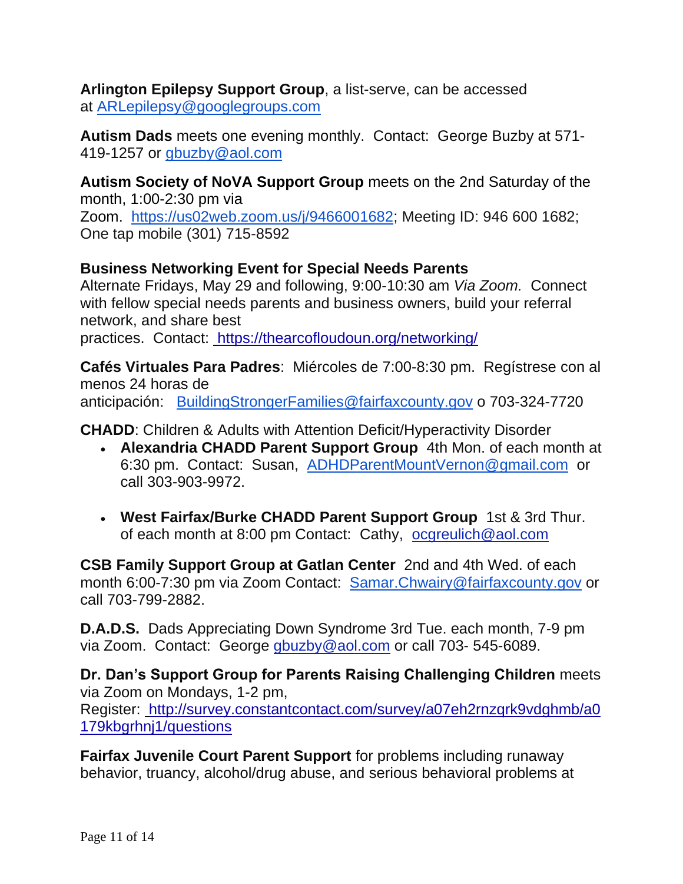**Arlington Epilepsy Support Group**, a list-serve, can be accessed at ARLepilepsy@googlegroups.com

**Autism Dads** meets one evening monthly. Contact: George Buzby at 571-419-1257 or gbuzby@aol.com

**Autism Society of NoVA Support Group** meets on the 2nd Saturday of the month, 1:00-2:30 pm via Zoom. https://us02web.zoom.us/j/9466001682; Meeting ID: 946 600 1682; One tap mobile (301) 715-8592

**Business Networking Event for Special Needs Parents**
Alternate Fridays, May 29 and following, 9:00-10:30 am *Via Zoom.* Connect with fellow special needs parents and business owners, build your referral network, and share best practices. Contact: https://thearcofloudoun.org/networking/

**Cafés Virtuales Para Padres**: Miércoles de 7:00-8:30 pm. Regístrese con al menos 24 horas de anticipación: BuildingStrongerFamilies@fairfaxcounty.gov o 703-324-7720

**CHADD**: Children & Adults with Attention Deficit/Hyperactivity Disorder

- **Alexandria CHADD Parent Support Group** 4th Mon. of each month at 6:30 pm. Contact: Susan, ADHDParentMountVernon@gmail.com or call 303-903-9972.

- **West Fairfax/Burke CHADD Parent Support Group** 1st & 3rd Thur. of each month at 8:00 pm Contact: Cathy, ocgreulich@aol.com

**CSB Family Support Group at Gatlan Center** 2nd and 4th Wed. of each month 6:00-7:30 pm via Zoom Contact: Samar.Chwairy@fairfaxcounty.gov or call 703-799-2882.

**D.A.D.S.** Dads Appreciating Down Syndrome 3rd Tue. each month, 7-9 pm via Zoom. Contact: George gbuzby@aol.com or call 703- 545-6089.

**Dr. Dan's Support Group for Parents Raising Challenging Children** meets via Zoom on Mondays, 1-2 pm, Register: http://survey.constantcontact.com/survey/a07eh2rnzqrk9vdghmb/a0179kbgrhnj1/questions

**Fairfax Juvenile Court Parent Support** for problems including runaway behavior, truancy, alcohol/drug abuse, and serious behavioral problems at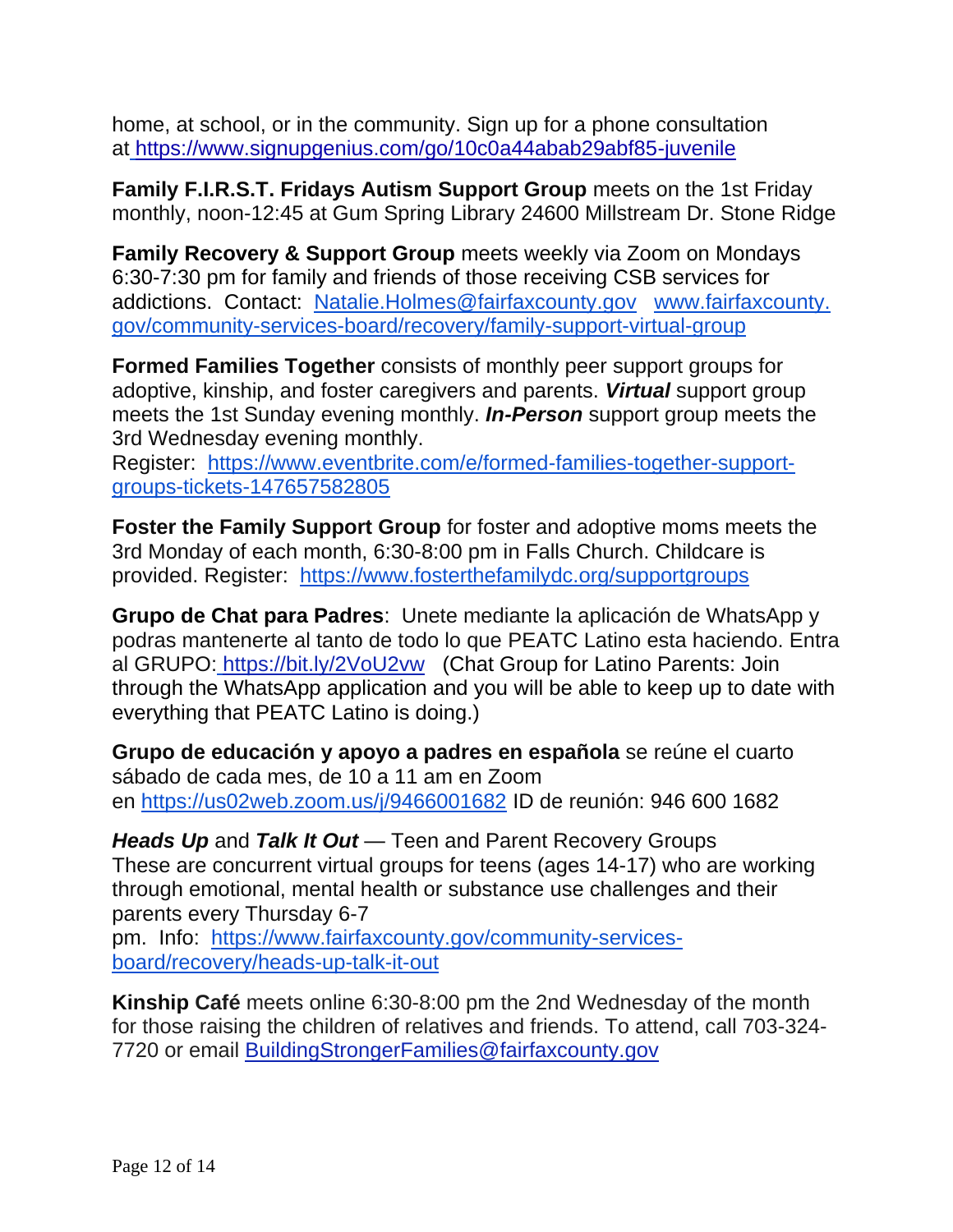home, at school, or in the community. Sign up for a phone consultation at https://www.signupgenius.com/go/10c0a44abab29abf85-juvenile

**Family F.I.R.S.T. Fridays Autism Support Group** meets on the 1st Friday monthly, noon-12:45 at Gum Spring Library 24600 Millstream Dr. Stone Ridge

**Family Recovery & Support Group** meets weekly via Zoom on Mondays 6:30-7:30 pm for family and friends of those receiving CSB services for addictions. Contact: Natalie.Holmes@fairfaxcounty.gov www.fairfaxcounty.gov/community-services-board/recovery/family-support-virtual-group

**Formed Families Together** consists of monthly peer support groups for adoptive, kinship, and foster caregivers and parents. ***Virtual*** support group meets the 1st Sunday evening monthly. ***In-Person*** support group meets the 3rd Wednesday evening monthly.
Register: https://www.eventbrite.com/e/formed-families-together-support-groups-tickets-147657582805

**Foster the Family Support Group** for foster and adoptive moms meets the 3rd Monday of each month, 6:30-8:00 pm in Falls Church. Childcare is provided. Register: https://www.fosterthefamilydc.org/supportgroups

**Grupo de Chat para Padres**: Unete mediante la aplicación de WhatsApp y podras mantenerte al tanto de todo lo que PEATC Latino esta haciendo. Entra al GRUPO: https://bit.ly/2VoU2vw (Chat Group for Latino Parents: Join through the WhatsApp application and you will be able to keep up to date with everything that PEATC Latino is doing.)

**Grupo de educación y apoyo a padres en española** se reúne el cuarto sábado de cada mes, de 10 a 11 am en Zoom en https://us02web.zoom.us/j/9466001682 ID de reunión: 946 600 1682

***Heads Up*** and ***Talk It Out*** — Teen and Parent Recovery Groups
These are concurrent virtual groups for teens (ages 14-17) who are working through emotional, mental health or substance use challenges and their parents every Thursday 6-7 pm. Info: https://www.fairfaxcounty.gov/community-services-board/recovery/heads-up-talk-it-out

**Kinship Café** meets online 6:30-8:00 pm the 2nd Wednesday of the month for those raising the children of relatives and friends. To attend, call 703-324-7720 or email BuildingStrongerFamilies@fairfaxcounty.gov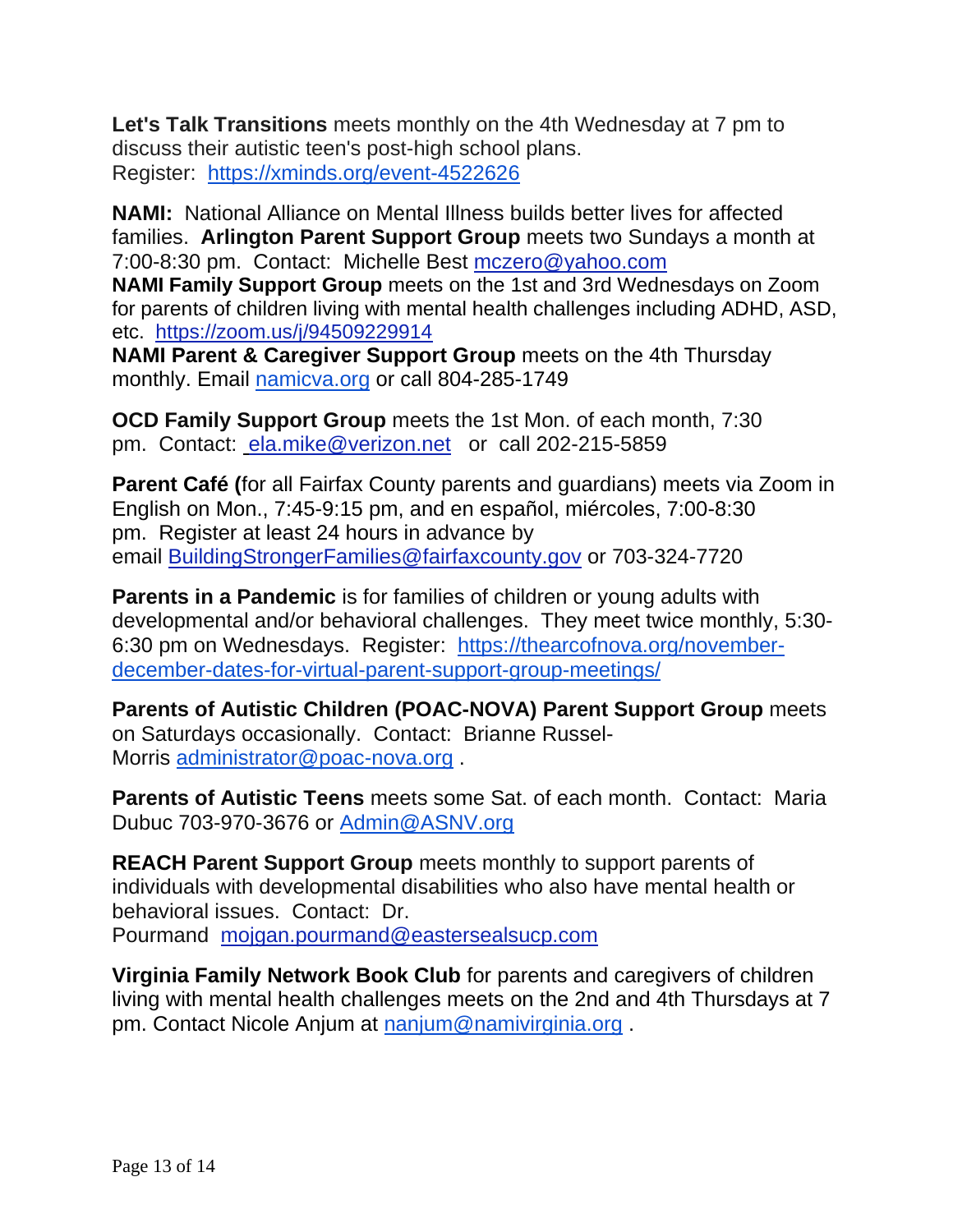**Let's Talk Transitions** meets monthly on the 4th Wednesday at 7 pm to discuss their autistic teen's post-high school plans.
Register: https://xminds.org/event-4522626

**NAMI:** National Alliance on Mental Illness builds better lives for affected families. **Arlington Parent Support Group** meets two Sundays a month at 7:00-8:30 pm. Contact: Michelle Best mczero@yahoo.com
**NAMI Family Support Group** meets on the 1st and 3rd Wednesdays on Zoom for parents of children living with mental health challenges including ADHD, ASD, etc. https://zoom.us/j/94509229914
**NAMI Parent & Caregiver Support Group** meets on the 4th Thursday monthly. Email namicva.org or call 804-285-1749

**OCD Family Support Group** meets the 1st Mon. of each month, 7:30 pm. Contact: ela.mike@verizon.net or call 202-215-5859

**Parent Café (**for all Fairfax County parents and guardians) meets via Zoom in English on Mon., 7:45-9:15 pm, and en español, miércoles, 7:00-8:30 pm. Register at least 24 hours in advance by email BuildingStrongerFamilies@fairfaxcounty.gov or 703-324-7720

**Parents in a Pandemic** is for families of children or young adults with developmental and/or behavioral challenges. They meet twice monthly, 5:30-6:30 pm on Wednesdays. Register: https://thearcofnova.org/november-december-dates-for-virtual-parent-support-group-meetings/

**Parents of Autistic Children (POAC-NOVA) Parent Support Group** meets on Saturdays occasionally. Contact: Brianne Russel-Morris administrator@poac-nova.org .

**Parents of Autistic Teens** meets some Sat. of each month. Contact: Maria Dubuc 703-970-3676 or Admin@ASNV.org

**REACH Parent Support Group** meets monthly to support parents of individuals with developmental disabilities who also have mental health or behavioral issues. Contact: Dr. Pourmand mojgan.pourmand@eastersealsucp.com

**Virginia Family Network Book Club** for parents and caregivers of children living with mental health challenges meets on the 2nd and 4th Thursdays at 7 pm. Contact Nicole Anjum at nanjum@namivirginia.org .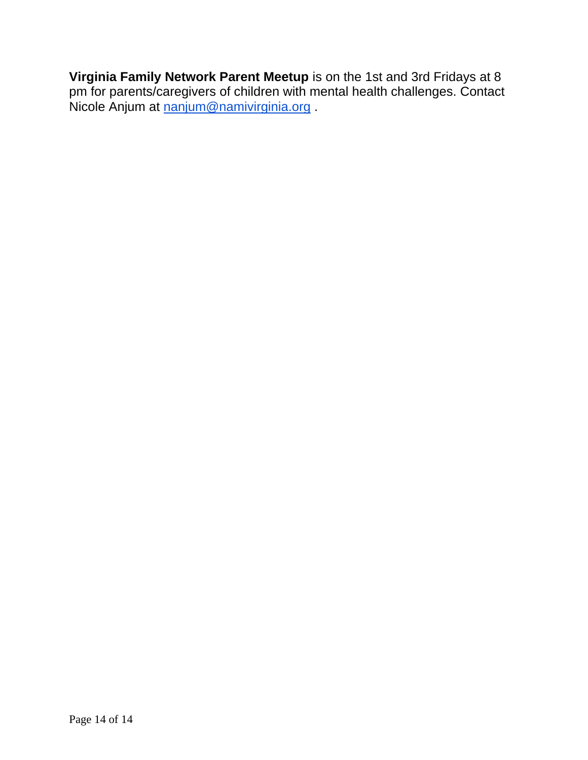**Virginia Family Network Parent Meetup** is on the 1st and 3rd Fridays at 8 pm for parents/caregivers of children with mental health challenges. Contact Nicole Anjum at nanjum@namivirginia.org .